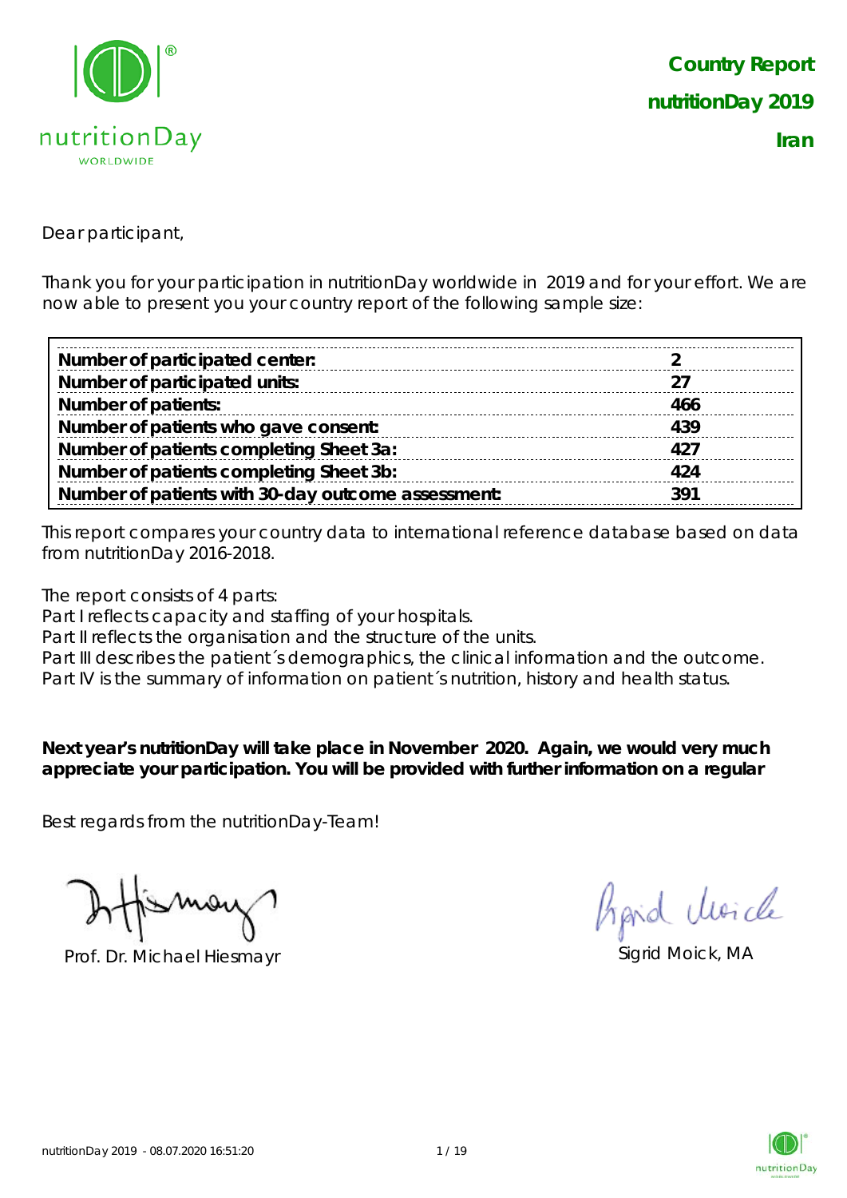# Country Report
## nutritionDay 2019
## Iran

Dear participant,

Thank you for your participation in nutritionDay worldwide in 2019 and for your effort. We are now able to present you your country report of the following sample size:

| | |
|---|---|
| **Number of participated center:** | **2** |
| **Number of participated units:** | **27** |
| **Number of patients:** | **466** |
| **Number of patients who gave consent:** | **439** |
| **Number of patients completing Sheet 3a:** | **427** |
| **Number of patients completing Sheet 3b:** | **424** |
| **Number of patients with 30-day outcome assessment:** | **391** |

This report compares your country data to international reference database based on data from nutritionDay 2016-2018.

The report consists of 4 parts:
Part I reflects capacity and staffing of your hospitals.
Part II reflects the organisation and the structure of the units.
Part III describes the patient´s demographics, the clinical information and the outcome.
Part IV is the summary of information on patient´s nutrition, history and health status.

**Next year's nutritionDay will take place in November 2020. Again, we would very much appreciate your participation. You will be provided with further information on a regular**

Best regards from the nutritionDay-Team!

Prof. Dr. Michael Hiesmayr

Sigrid Moick, MA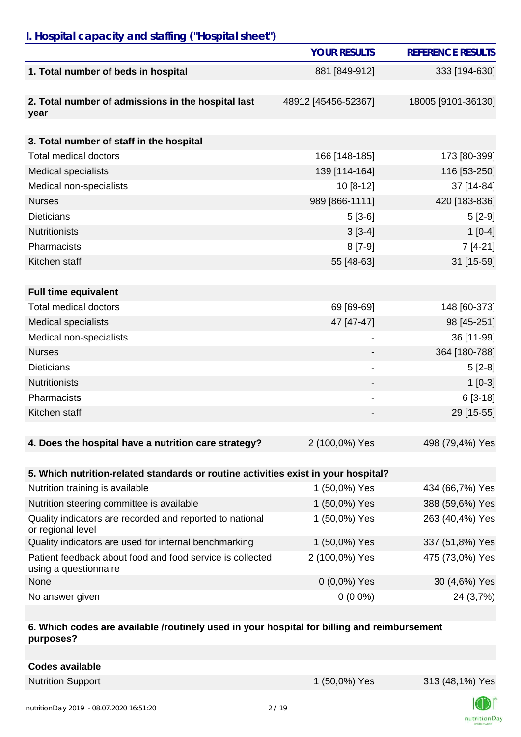## I. Hospital capacity and staffing ("Hospital sheet")

| | YOUR RESULTS | REFERENCE RESULTS |
|---|---|---|
| **1. Total number of beds in hospital** | 881 [849-912] | 333 [194-630] |
| **2. Total number of admissions in the hospital last year** | 48912 [45456-52367] | 18005 [9101-36130] |
| **3. Total number of staff in the hospital** | | |
| Total medical doctors | 166 [148-185] | 173 [80-399] |
| Medical specialists | 139 [114-164] | 116 [53-250] |
| Medical non-specialists | 10 [8-12] | 37 [14-84] |
| Nurses | 989 [866-1111] | 420 [183-836] |
| Dieticians | 5 [3-6] | 5 [2-9] |
| Nutritionists | 3 [3-4] | 1 [0-4] |
| Pharmacists | 8 [7-9] | 7 [4-21] |
| Kitchen staff | 55 [48-63] | 31 [15-59] |
| **Full time equivalent** | | |
| Total medical doctors | 69 [69-69] | 148 [60-373] |
| Medical specialists | 47 [47-47] | 98 [45-251] |
| Medical non-specialists | - | 36 [11-99] |
| Nurses | - | 364 [180-788] |
| Dieticians | - | 5 [2-8] |
| Nutritionists | - | 1 [0-3] |
| Pharmacists | - | 6 [3-18] |
| Kitchen staff | - | 29 [15-55] |
| **4. Does the hospital have a nutrition care strategy?** | 2 (100,0%) Yes | 498 (79,4%) Yes |
| **5. Which nutrition-related standards or routine activities exist in your hospital?** | | |
| Nutrition training is available | 1 (50,0%) Yes | 434 (66,7%) Yes |
| Nutrition steering committee is available | 1 (50,0%) Yes | 388 (59,6%) Yes |
| Quality indicators are recorded and reported to national or regional level | 1 (50,0%) Yes | 263 (40,4%) Yes |
| Quality indicators are used for internal benchmarking | 1 (50,0%) Yes | 337 (51,8%) Yes |
| Patient feedback about food and food service is collected using a questionnaire | 2 (100,0%) Yes | 475 (73,0%) Yes |
| None | 0 (0,0%) Yes | 30 (4,6%) Yes |
| No answer given | 0 (0,0%) | 24 (3,7%) |
| **6. Which codes are available /routinely used in your hospital for billing and reimbursement purposes?** | | |
| **Codes available** | | |
| Nutrition Support | 1 (50,0%) Yes | 313 (48,1%) Yes |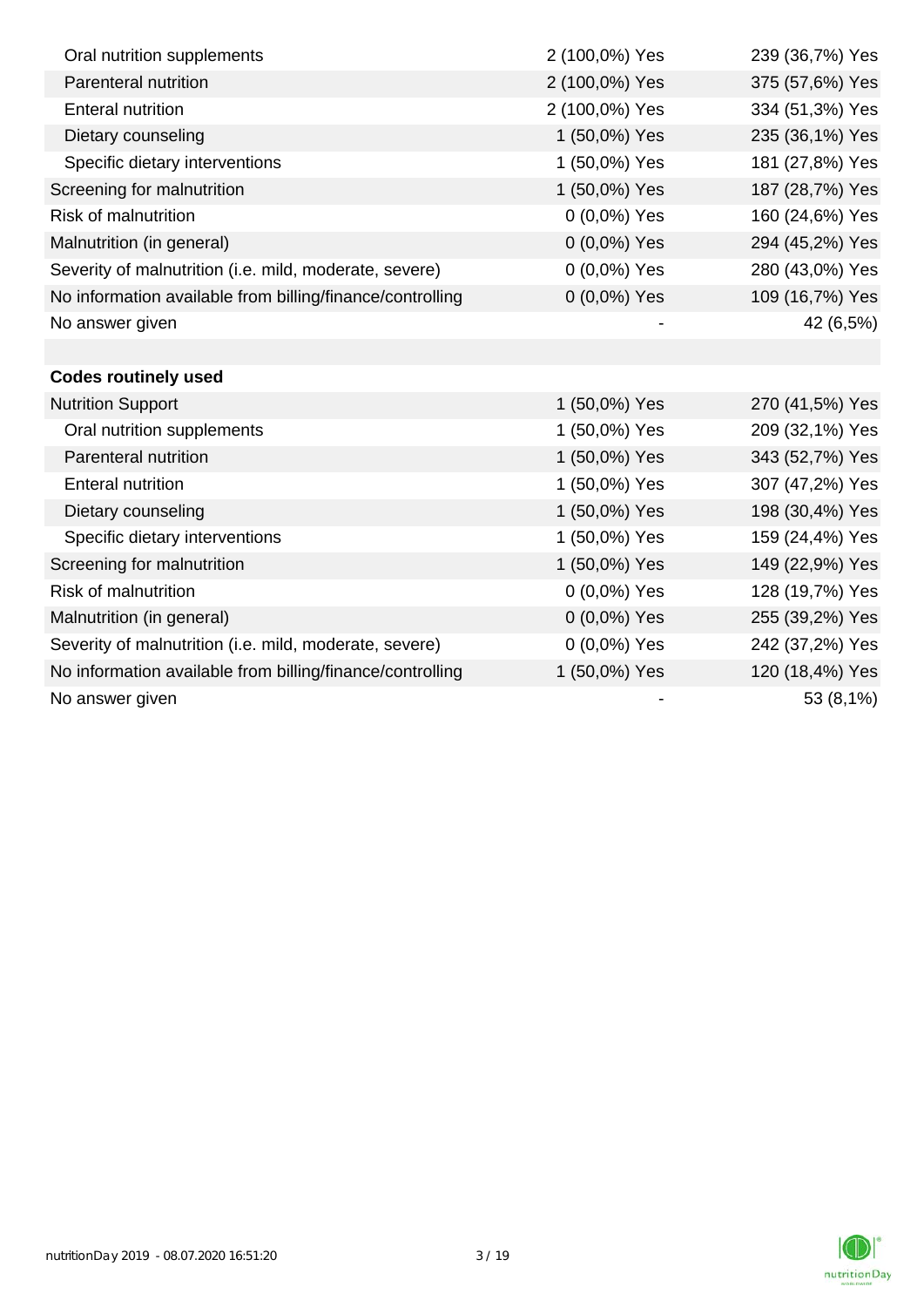| | | |
|---|---|---|
| Oral nutrition supplements | 2 (100,0%) Yes | 239 (36,7%) Yes |
| Parenteral nutrition | 2 (100,0%) Yes | 375 (57,6%) Yes |
| Enteral nutrition | 2 (100,0%) Yes | 334 (51,3%) Yes |
| Dietary counseling | 1 (50,0%) Yes | 235 (36,1%) Yes |
| Specific dietary interventions | 1 (50,0%) Yes | 181 (27,8%) Yes |
| Screening for malnutrition | 1 (50,0%) Yes | 187 (28,7%) Yes |
| Risk of malnutrition | 0 (0,0%) Yes | 160 (24,6%) Yes |
| Malnutrition (in general) | 0 (0,0%) Yes | 294 (45,2%) Yes |
| Severity of malnutrition (i.e. mild, moderate, severe) | 0 (0,0%) Yes | 280 (43,0%) Yes |
| No information available from billing/finance/controlling | 0 (0,0%) Yes | 109 (16,7%) Yes |
| No answer given | - | 42 (6,5%) |
| | | |
| **Codes routinely used** | | |
| Nutrition Support | 1 (50,0%) Yes | 270 (41,5%) Yes |
| Oral nutrition supplements | 1 (50,0%) Yes | 209 (32,1%) Yes |
| Parenteral nutrition | 1 (50,0%) Yes | 343 (52,7%) Yes |
| Enteral nutrition | 1 (50,0%) Yes | 307 (47,2%) Yes |
| Dietary counseling | 1 (50,0%) Yes | 198 (30,4%) Yes |
| Specific dietary interventions | 1 (50,0%) Yes | 159 (24,4%) Yes |
| Screening for malnutrition | 1 (50,0%) Yes | 149 (22,9%) Yes |
| Risk of malnutrition | 0 (0,0%) Yes | 128 (19,7%) Yes |
| Malnutrition (in general) | 0 (0,0%) Yes | 255 (39,2%) Yes |
| Severity of malnutrition (i.e. mild, moderate, severe) | 0 (0,0%) Yes | 242 (37,2%) Yes |
| No information available from billing/finance/controlling | 1 (50,0%) Yes | 120 (18,4%) Yes |
| No answer given | - | 53 (8,1%) |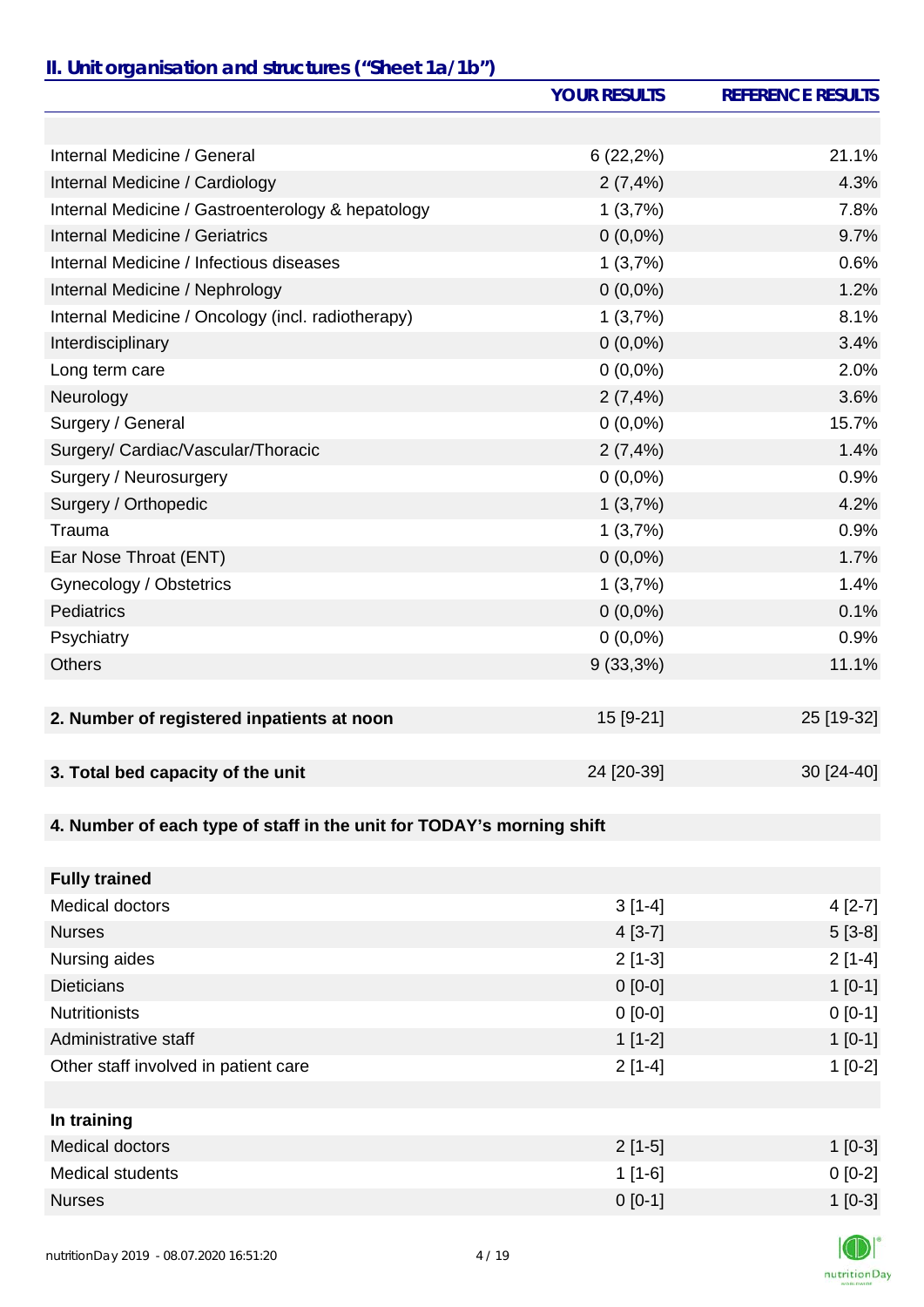## II. Unit organisation and structures ("Sheet 1a/1b")

| | YOUR RESULTS | REFERENCE RESULTS |
|---|---|---|
| | | |
| Internal Medicine / General | 6 (22,2%) | 21.1% |
| Internal Medicine / Cardiology | 2 (7,4%) | 4.3% |
| Internal Medicine / Gastroenterology & hepatology | 1 (3,7%) | 7.8% |
| Internal Medicine / Geriatrics | 0 (0,0%) | 9.7% |
| Internal Medicine / Infectious diseases | 1 (3,7%) | 0.6% |
| Internal Medicine / Nephrology | 0 (0,0%) | 1.2% |
| Internal Medicine / Oncology (incl. radiotherapy) | 1 (3,7%) | 8.1% |
| Interdisciplinary | 0 (0,0%) | 3.4% |
| Long term care | 0 (0,0%) | 2.0% |
| Neurology | 2 (7,4%) | 3.6% |
| Surgery / General | 0 (0,0%) | 15.7% |
| Surgery/ Cardiac/Vascular/Thoracic | 2 (7,4%) | 1.4% |
| Surgery / Neurosurgery | 0 (0,0%) | 0.9% |
| Surgery / Orthopedic | 1 (3,7%) | 4.2% |
| Trauma | 1 (3,7%) | 0.9% |
| Ear Nose Throat (ENT) | 0 (0,0%) | 1.7% |
| Gynecology / Obstetrics | 1 (3,7%) | 1.4% |
| Pediatrics | 0 (0,0%) | 0.1% |
| Psychiatry | 0 (0,0%) | 0.9% |
| Others | 9 (33,3%) | 11.1% |
| | | |
| **2. Number of registered inpatients at noon** | 15 [9-21] | 25 [19-32] |
| | | |
| **3. Total bed capacity of the unit** | 24 [20-39] | 30 [24-40] |
| | | |
| **4. Number of each type of staff in the unit for TODAY's morning shift** | | |
| | | |
| **Fully trained** | | |
| Medical doctors | 3 [1-4] | 4 [2-7] |
| Nurses | 4 [3-7] | 5 [3-8] |
| Nursing aides | 2 [1-3] | 2 [1-4] |
| Dieticians | 0 [0-0] | 1 [0-1] |
| Nutritionists | 0 [0-0] | 0 [0-1] |
| Administrative staff | 1 [1-2] | 1 [0-1] |
| Other staff involved in patient care | 2 [1-4] | 1 [0-2] |
| | | |
| **In training** | | |
| Medical doctors | 2 [1-5] | 1 [0-3] |
| Medical students | 1 [1-6] | 0 [0-2] |
| Nurses | 0 [0-1] | 1 [0-3] |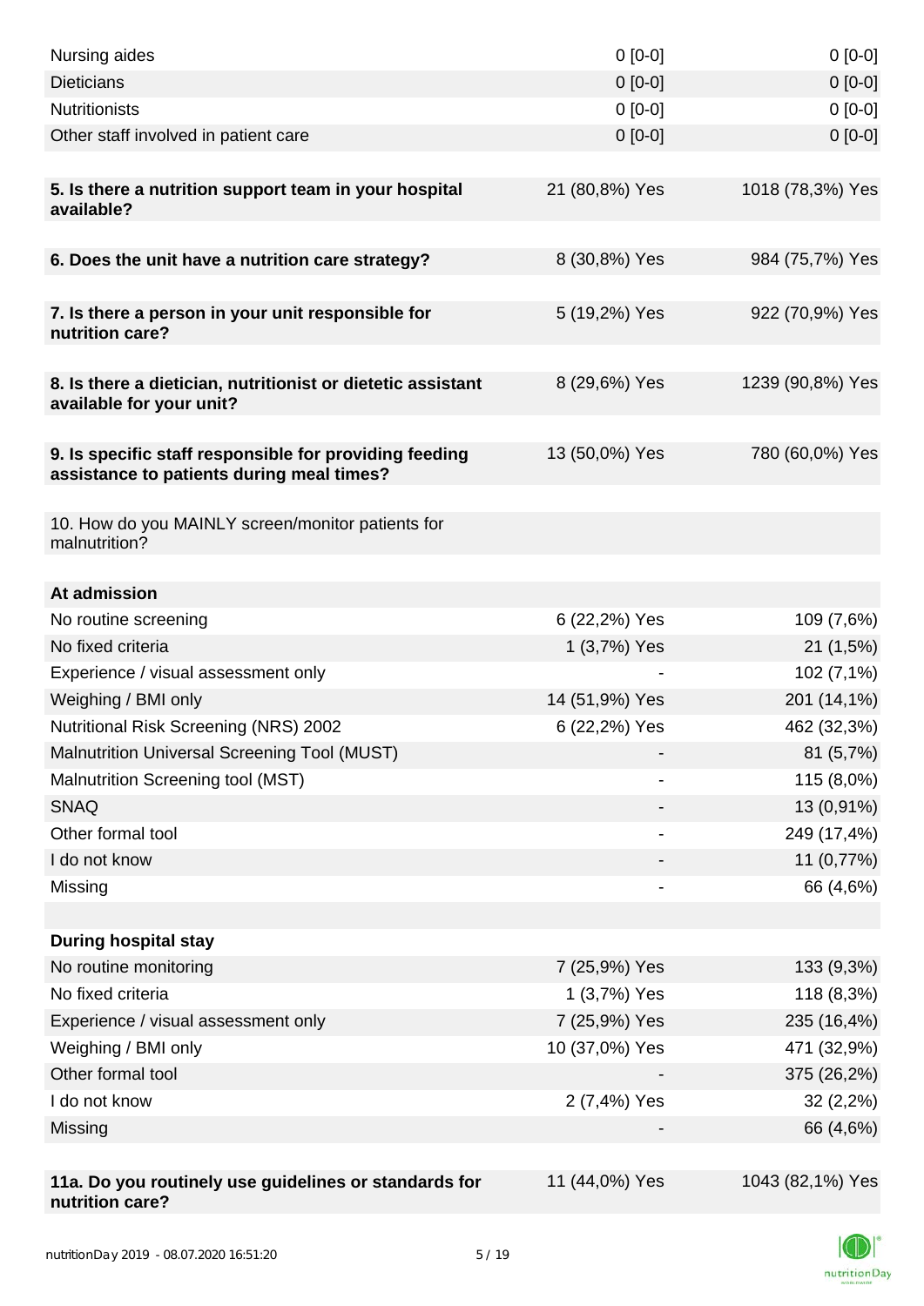| | | |
|---|---|---|
| Nursing aides | 0 [0-0] | 0 [0-0] |
| Dieticians | 0 [0-0] | 0 [0-0] |
| Nutritionists | 0 [0-0] | 0 [0-0] |
| Other staff involved in patient care | 0 [0-0] | 0 [0-0] |
| | | |
| **5. Is there a nutrition support team in your hospital available?** | 21 (80,8%) Yes | 1018 (78,3%) Yes |
| | | |
| **6. Does the unit have a nutrition care strategy?** | 8 (30,8%) Yes | 984 (75,7%) Yes |
| | | |
| **7. Is there a person in your unit responsible for nutrition care?** | 5 (19,2%) Yes | 922 (70,9%) Yes |
| | | |
| **8. Is there a dietician, nutritionist or dietetic assistant available for your unit?** | 8 (29,6%) Yes | 1239 (90,8%) Yes |
| | | |
| **9. Is specific staff responsible for providing feeding assistance to patients during meal times?** | 13 (50,0%) Yes | 780 (60,0%) Yes |
| | | |
| 10. How do you MAINLY screen/monitor patients for malnutrition? | | |
| | | |
| **At admission** | | |
| No routine screening | 6 (22,2%) Yes | 109 (7,6%) |
| No fixed criteria | 1 (3,7%) Yes | 21 (1,5%) |
| Experience / visual assessment only | - | 102 (7,1%) |
| Weighing / BMI only | 14 (51,9%) Yes | 201 (14,1%) |
| Nutritional Risk Screening (NRS) 2002 | 6 (22,2%) Yes | 462 (32,3%) |
| Malnutrition Universal Screening Tool (MUST) | - | 81 (5,7%) |
| Malnutrition Screening tool (MST) | - | 115 (8,0%) |
| SNAQ | - | 13 (0,91%) |
| Other formal tool | - | 249 (17,4%) |
| I do not know | - | 11 (0,77%) |
| Missing | - | 66 (4,6%) |
| | | |
| **During hospital stay** | | |
| No routine monitoring | 7 (25,9%) Yes | 133 (9,3%) |
| No fixed criteria | 1 (3,7%) Yes | 118 (8,3%) |
| Experience / visual assessment only | 7 (25,9%) Yes | 235 (16,4%) |
| Weighing / BMI only | 10 (37,0%) Yes | 471 (32,9%) |
| Other formal tool | - | 375 (26,2%) |
| I do not know | 2 (7,4%) Yes | 32 (2,2%) |
| Missing | - | 66 (4,6%) |
| | | |
| **11a. Do you routinely use guidelines or standards for nutrition care?** | 11 (44,0%) Yes | 1043 (82,1%) Yes |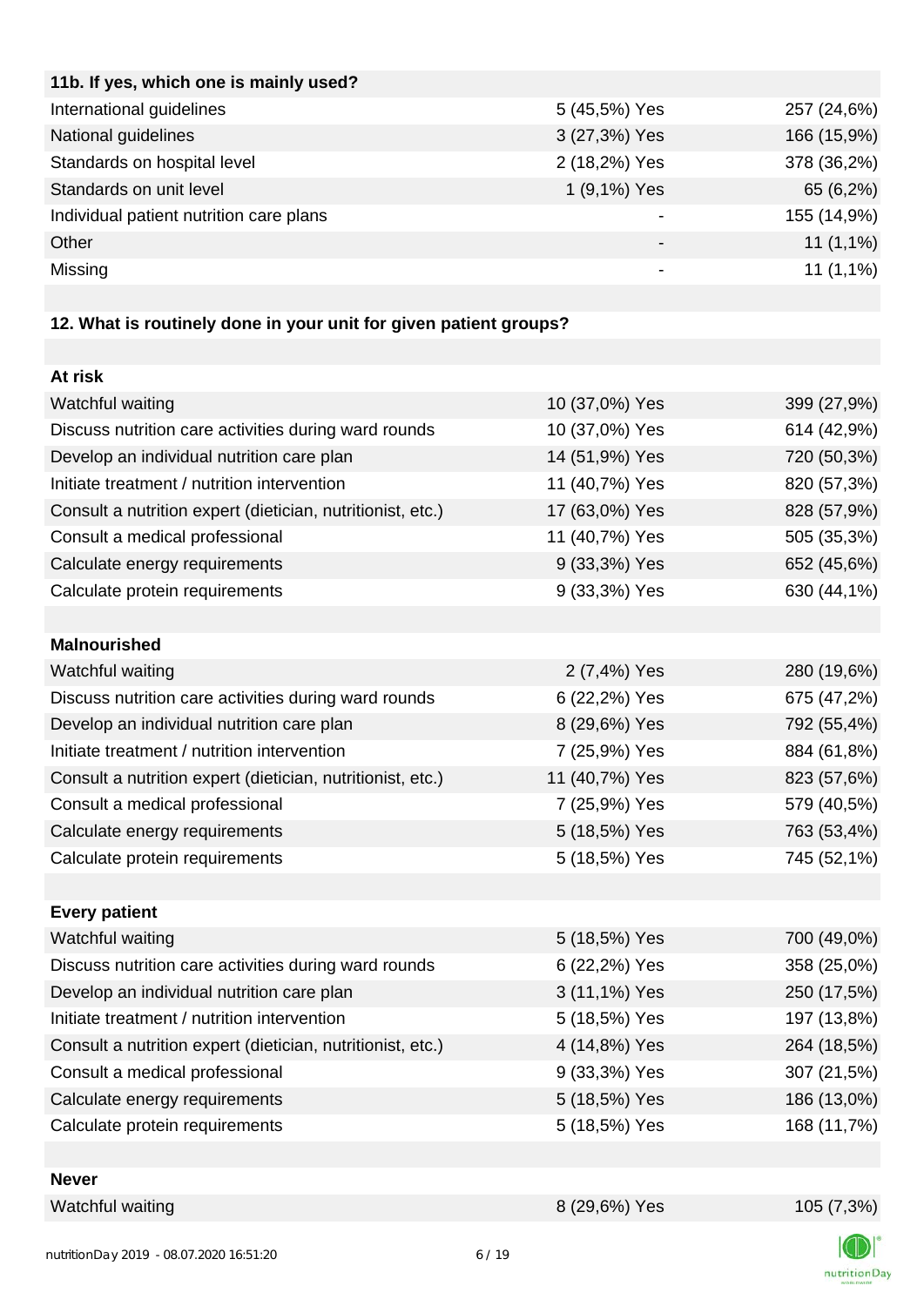| **11b. If yes, which one is mainly used?** | | |
|---|---|---|
| International guidelines | 5 (45,5%) Yes | 257 (24,6%) |
| National guidelines | 3 (27,3%) Yes | 166 (15,9%) |
| Standards on hospital level | 2 (18,2%) Yes | 378 (36,2%) |
| Standards on unit level | 1 (9,1%) Yes | 65 (6,2%) |
| Individual patient nutrition care plans | - | 155 (14,9%) |
| Other | - | 11 (1,1%) |
| Missing | - | 11 (1,1%) |

**12. What is routinely done in your unit for given patient groups?**

| **At risk** | | |
|---|---|---|
| Watchful waiting | 10 (37,0%) Yes | 399 (27,9%) |
| Discuss nutrition care activities during ward rounds | 10 (37,0%) Yes | 614 (42,9%) |
| Develop an individual nutrition care plan | 14 (51,9%) Yes | 720 (50,3%) |
| Initiate treatment / nutrition intervention | 11 (40,7%) Yes | 820 (57,3%) |
| Consult a nutrition expert (dietician, nutritionist, etc.) | 17 (63,0%) Yes | 828 (57,9%) |
| Consult a medical professional | 11 (40,7%) Yes | 505 (35,3%) |
| Calculate energy requirements | 9 (33,3%) Yes | 652 (45,6%) |
| Calculate protein requirements | 9 (33,3%) Yes | 630 (44,1%) |

| **Malnourished** | | |
|---|---|---|
| Watchful waiting | 2 (7,4%) Yes | 280 (19,6%) |
| Discuss nutrition care activities during ward rounds | 6 (22,2%) Yes | 675 (47,2%) |
| Develop an individual nutrition care plan | 8 (29,6%) Yes | 792 (55,4%) |
| Initiate treatment / nutrition intervention | 7 (25,9%) Yes | 884 (61,8%) |
| Consult a nutrition expert (dietician, nutritionist, etc.) | 11 (40,7%) Yes | 823 (57,6%) |
| Consult a medical professional | 7 (25,9%) Yes | 579 (40,5%) |
| Calculate energy requirements | 5 (18,5%) Yes | 763 (53,4%) |
| Calculate protein requirements | 5 (18,5%) Yes | 745 (52,1%) |

| **Every patient** | | |
|---|---|---|
| Watchful waiting | 5 (18,5%) Yes | 700 (49,0%) |
| Discuss nutrition care activities during ward rounds | 6 (22,2%) Yes | 358 (25,0%) |
| Develop an individual nutrition care plan | 3 (11,1%) Yes | 250 (17,5%) |
| Initiate treatment / nutrition intervention | 5 (18,5%) Yes | 197 (13,8%) |
| Consult a nutrition expert (dietician, nutritionist, etc.) | 4 (14,8%) Yes | 264 (18,5%) |
| Consult a medical professional | 9 (33,3%) Yes | 307 (21,5%) |
| Calculate energy requirements | 5 (18,5%) Yes | 186 (13,0%) |
| Calculate protein requirements | 5 (18,5%) Yes | 168 (11,7%) |

| **Never** | | |
|---|---|---|
| Watchful waiting | 8 (29,6%) Yes | 105 (7,3%) |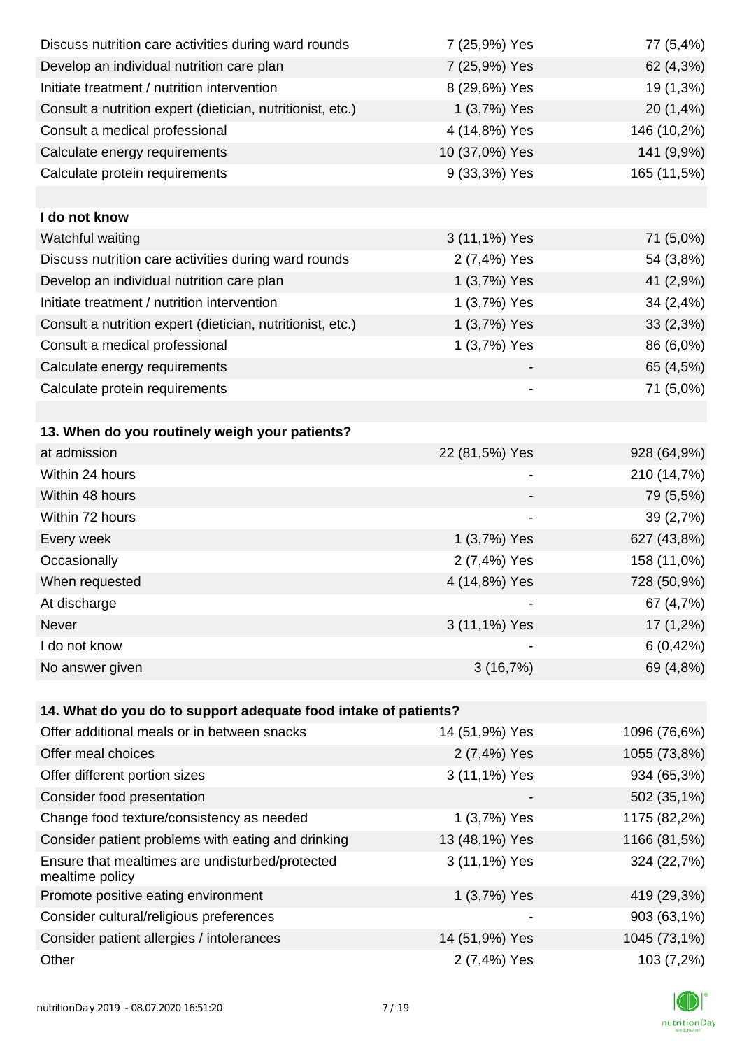| | | |
|---|---|---|
| Discuss nutrition care activities during ward rounds | 7 (25,9%) Yes | 77 (5,4%) |
| Develop an individual nutrition care plan | 7 (25,9%) Yes | 62 (4,3%) |
| Initiate treatment / nutrition intervention | 8 (29,6%) Yes | 19 (1,3%) |
| Consult a nutrition expert (dietician, nutritionist, etc.) | 1 (3,7%) Yes | 20 (1,4%) |
| Consult a medical professional | 4 (14,8%) Yes | 146 (10,2%) |
| Calculate energy requirements | 10 (37,0%) Yes | 141 (9,9%) |
| Calculate protein requirements | 9 (33,3%) Yes | 165 (11,5%) |
| | | |
| **I do not know** | | |
| Watchful waiting | 3 (11,1%) Yes | 71 (5,0%) |
| Discuss nutrition care activities during ward rounds | 2 (7,4%) Yes | 54 (3,8%) |
| Develop an individual nutrition care plan | 1 (3,7%) Yes | 41 (2,9%) |
| Initiate treatment / nutrition intervention | 1 (3,7%) Yes | 34 (2,4%) |
| Consult a nutrition expert (dietician, nutritionist, etc.) | 1 (3,7%) Yes | 33 (2,3%) |
| Consult a medical professional | 1 (3,7%) Yes | 86 (6,0%) |
| Calculate energy requirements | - | 65 (4,5%) |
| Calculate protein requirements | - | 71 (5,0%) |

| **13. When do you routinely weigh your patients?** | | |
|---|---|---|
| at admission | 22 (81,5%) Yes | 928 (64,9%) |
| Within 24 hours | - | 210 (14,7%) |
| Within 48 hours | - | 79 (5,5%) |
| Within 72 hours | - | 39 (2,7%) |
| Every week | 1 (3,7%) Yes | 627 (43,8%) |
| Occasionally | 2 (7,4%) Yes | 158 (11,0%) |
| When requested | 4 (14,8%) Yes | 728 (50,9%) |
| At discharge | - | 67 (4,7%) |
| Never | 3 (11,1%) Yes | 17 (1,2%) |
| I do not know | - | 6 (0,42%) |
| No answer given | 3 (16,7%) | 69 (4,8%) |

| **14. What do you do to support adequate food intake of patients?** | | |
|---|---|---|
| Offer additional meals or in between snacks | 14 (51,9%) Yes | 1096 (76,6%) |
| Offer meal choices | 2 (7,4%) Yes | 1055 (73,8%) |
| Offer different portion sizes | 3 (11,1%) Yes | 934 (65,3%) |
| Consider food presentation | - | 502 (35,1%) |
| Change food texture/consistency as needed | 1 (3,7%) Yes | 1175 (82,2%) |
| Consider patient problems with eating and drinking | 13 (48,1%) Yes | 1166 (81,5%) |
| Ensure that mealtimes are undisturbed/protected mealtime policy | 3 (11,1%) Yes | 324 (22,7%) |
| Promote positive eating environment | 1 (3,7%) Yes | 419 (29,3%) |
| Consider cultural/religious preferences | - | 903 (63,1%) |
| Consider patient allergies / intolerances | 14 (51,9%) Yes | 1045 (73,1%) |
| Other | 2 (7,4%) Yes | 103 (7,2%) |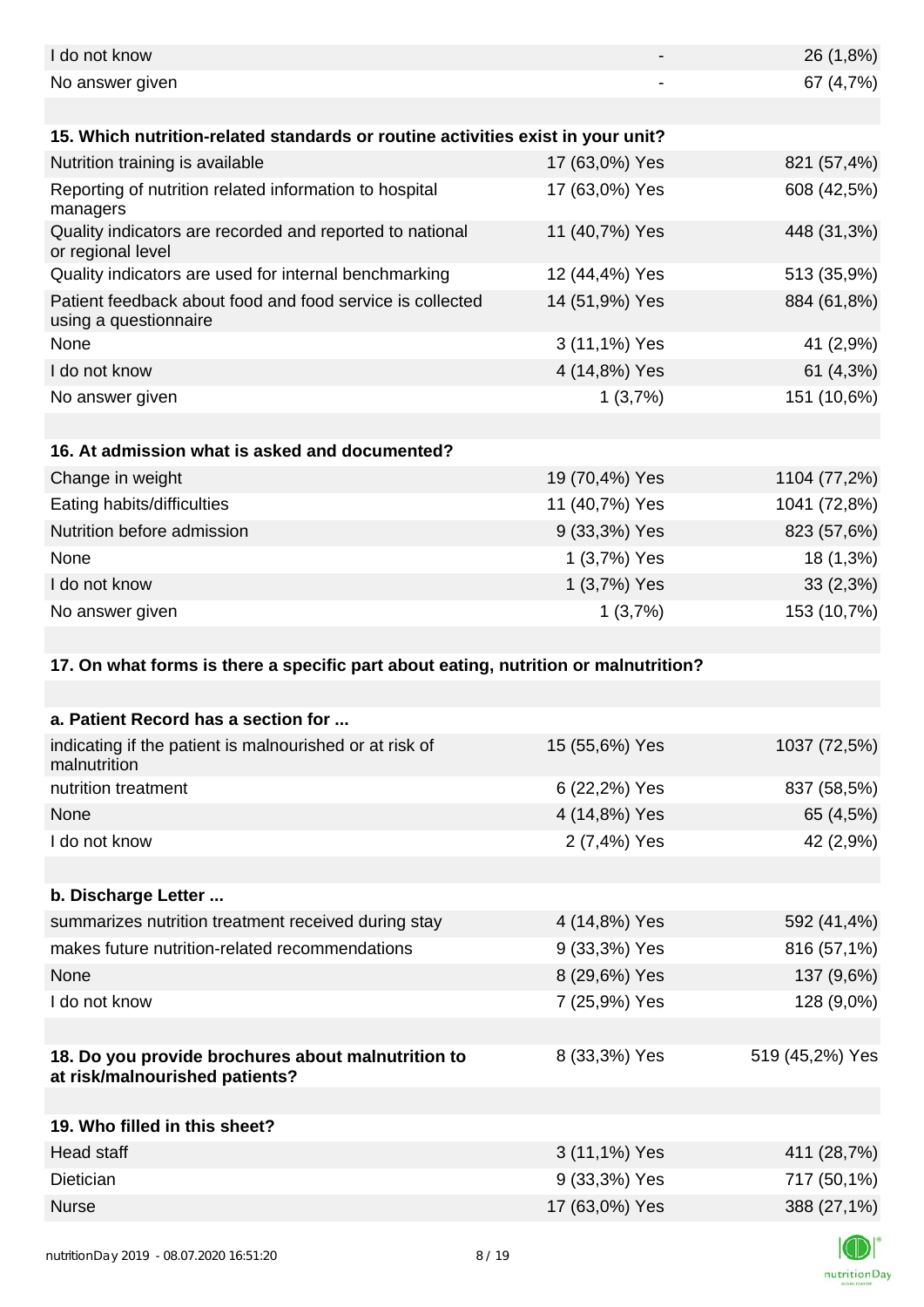| | | |
|---|---|---|
| I do not know | - | 26 (1,8%) |
| No answer given | - | 67 (4,7%) |

| 15. Which nutrition-related standards or routine activities exist in your unit? | | |
|---|---|---|
| Nutrition training is available | 17 (63,0%) Yes | 821 (57,4%) |
| Reporting of nutrition related information to hospital managers | 17 (63,0%) Yes | 608 (42,5%) |
| Quality indicators are recorded and reported to national or regional level | 11 (40,7%) Yes | 448 (31,3%) |
| Quality indicators are used for internal benchmarking | 12 (44,4%) Yes | 513 (35,9%) |
| Patient feedback about food and food service is collected using a questionnaire | 14 (51,9%) Yes | 884 (61,8%) |
| None | 3 (11,1%) Yes | 41 (2,9%) |
| I do not know | 4 (14,8%) Yes | 61 (4,3%) |
| No answer given | 1 (3,7%) | 151 (10,6%) |

| 16. At admission what is asked and documented? | | |
|---|---|---|
| Change in weight | 19 (70,4%) Yes | 1104 (77,2%) |
| Eating habits/difficulties | 11 (40,7%) Yes | 1041 (72,8%) |
| Nutrition before admission | 9 (33,3%) Yes | 823 (57,6%) |
| None | 1 (3,7%) Yes | 18 (1,3%) |
| I do not know | 1 (3,7%) Yes | 33 (2,3%) |
| No answer given | 1 (3,7%) | 153 (10,7%) |

**17. On what forms is there a specific part about eating, nutrition or malnutrition?**

| a. Patient Record has a section for ... | | |
|---|---|---|
| indicating if the patient is malnourished or at risk of malnutrition | 15 (55,6%) Yes | 1037 (72,5%) |
| nutrition treatment | 6 (22,2%) Yes | 837 (58,5%) |
| None | 4 (14,8%) Yes | 65 (4,5%) |
| I do not know | 2 (7,4%) Yes | 42 (2,9%) |

| b. Discharge Letter ... | | |
|---|---|---|
| summarizes nutrition treatment received during stay | 4 (14,8%) Yes | 592 (41,4%) |
| makes future nutrition-related recommendations | 9 (33,3%) Yes | 816 (57,1%) |
| None | 8 (29,6%) Yes | 137 (9,6%) |
| I do not know | 7 (25,9%) Yes | 128 (9,0%) |

| 18. Do you provide brochures about malnutrition to at risk/malnourished patients? | 8 (33,3%) Yes | 519 (45,2%) Yes |
|---|---|---|

| 19. Who filled in this sheet? | | |
|---|---|---|
| Head staff | 3 (11,1%) Yes | 411 (28,7%) |
| Dietician | 9 (33,3%) Yes | 717 (50,1%) |
| Nurse | 17 (63,0%) Yes | 388 (27,1%) |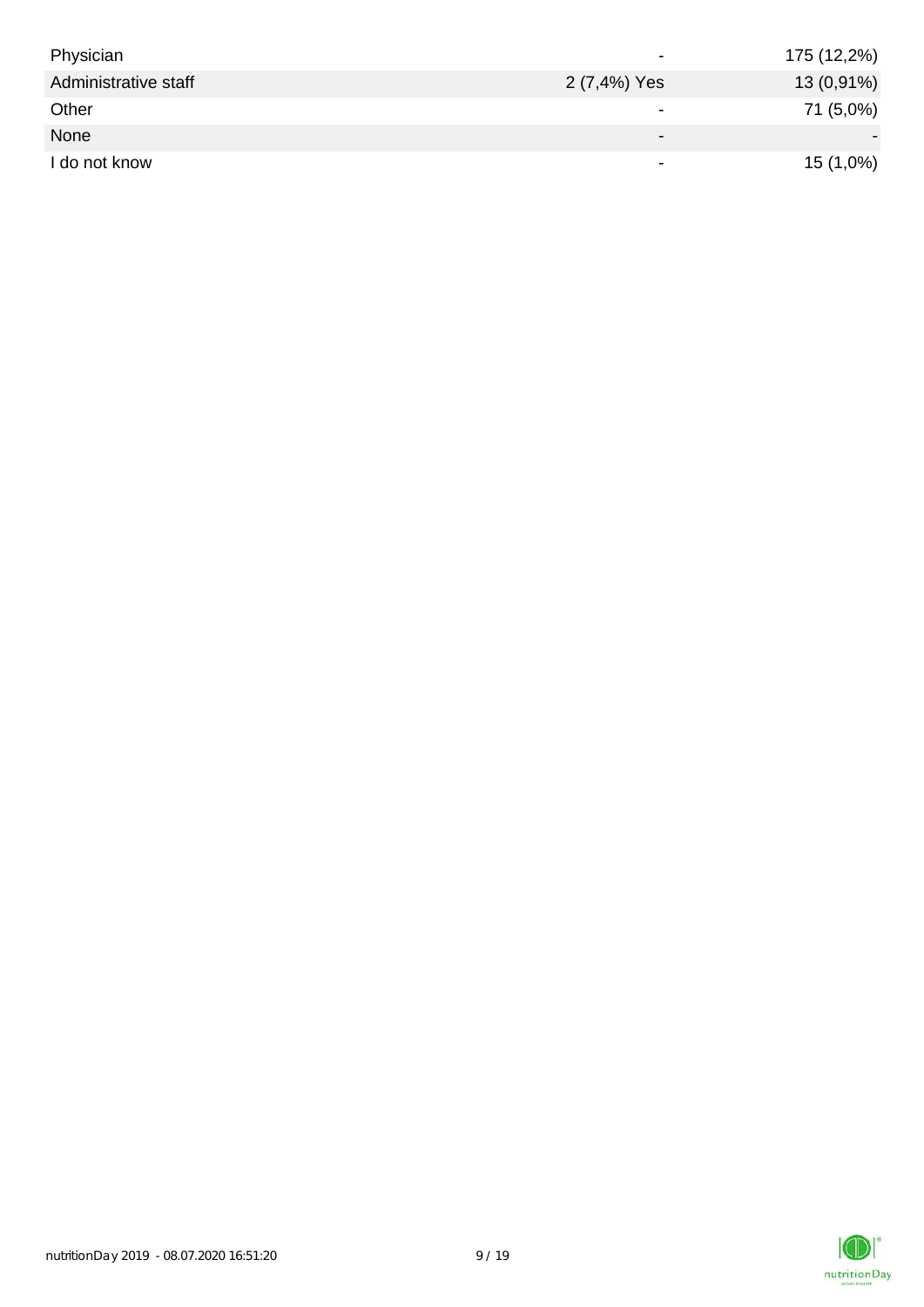| | | |
|---|---|---|
| Physician | - | 175 (12,2%) |
| Administrative staff | 2 (7,4%) Yes | 13 (0,91%) |
| Other | - | 71 (5,0%) |
| None | - | - |
| I do not know | - | 15 (1,0%) |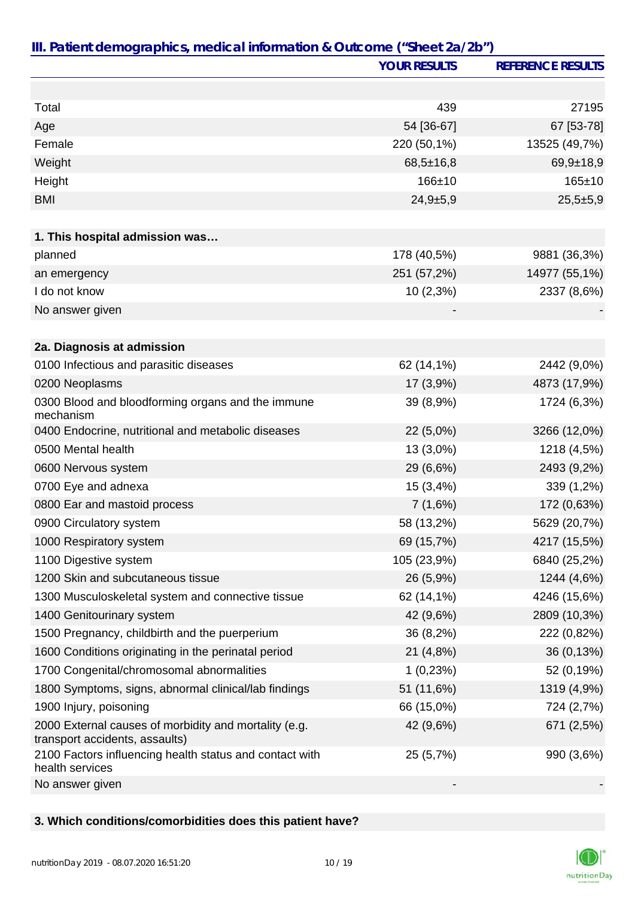## III. Patient demographics, medical information & Outcome ("Sheet 2a/2b")

| | YOUR RESULTS | REFERENCE RESULTS |
|---|---|---|
| | | |
| Total | 439 | 27195 |
| Age | 54 [36-67] | 67 [53-78] |
| Female | 220 (50,1%) | 13525 (49,7%) |
| Weight | 68,5±16,8 | 69,9±18,9 |
| Height | 166±10 | 165±10 |
| BMI | 24,9±5,9 | 25,5±5,9 |
| | | |
| **1. This hospital admission was…** | | |
| planned | 178 (40,5%) | 9881 (36,3%) |
| an emergency | 251 (57,2%) | 14977 (55,1%) |
| I do not know | 10 (2,3%) | 2337 (8,6%) |
| No answer given | - | - |
| | | |
| **2a. Diagnosis at admission** | | |
| 0100 Infectious and parasitic diseases | 62 (14,1%) | 2442 (9,0%) |
| 0200 Neoplasms | 17 (3,9%) | 4873 (17,9%) |
| 0300 Blood and bloodforming organs and the immune mechanism | 39 (8,9%) | 1724 (6,3%) |
| 0400 Endocrine, nutritional and metabolic diseases | 22 (5,0%) | 3266 (12,0%) |
| 0500 Mental health | 13 (3,0%) | 1218 (4,5%) |
| 0600 Nervous system | 29 (6,6%) | 2493 (9,2%) |
| 0700 Eye and adnexa | 15 (3,4%) | 339 (1,2%) |
| 0800 Ear and mastoid process | 7 (1,6%) | 172 (0,63%) |
| 0900 Circulatory system | 58 (13,2%) | 5629 (20,7%) |
| 1000 Respiratory system | 69 (15,7%) | 4217 (15,5%) |
| 1100 Digestive system | 105 (23,9%) | 6840 (25,2%) |
| 1200 Skin and subcutaneous tissue | 26 (5,9%) | 1244 (4,6%) |
| 1300 Musculoskeletal system and connective tissue | 62 (14,1%) | 4246 (15,6%) |
| 1400 Genitourinary system | 42 (9,6%) | 2809 (10,3%) |
| 1500 Pregnancy, childbirth and the puerperium | 36 (8,2%) | 222 (0,82%) |
| 1600 Conditions originating in the perinatal period | 21 (4,8%) | 36 (0,13%) |
| 1700 Congenital/chromosomal abnormalities | 1 (0,23%) | 52 (0,19%) |
| 1800 Symptoms, signs, abnormal clinical/lab findings | 51 (11,6%) | 1319 (4,9%) |
| 1900 Injury, poisoning | 66 (15,0%) | 724 (2,7%) |
| 2000 External causes of morbidity and mortality (e.g. transport accidents, assaults) | 42 (9,6%) | 671 (2,5%) |
| 2100 Factors influencing health status and contact with health services | 25 (5,7%) | 990 (3,6%) |
| No answer given | - | - |

**3. Which conditions/comorbidities does this patient have?**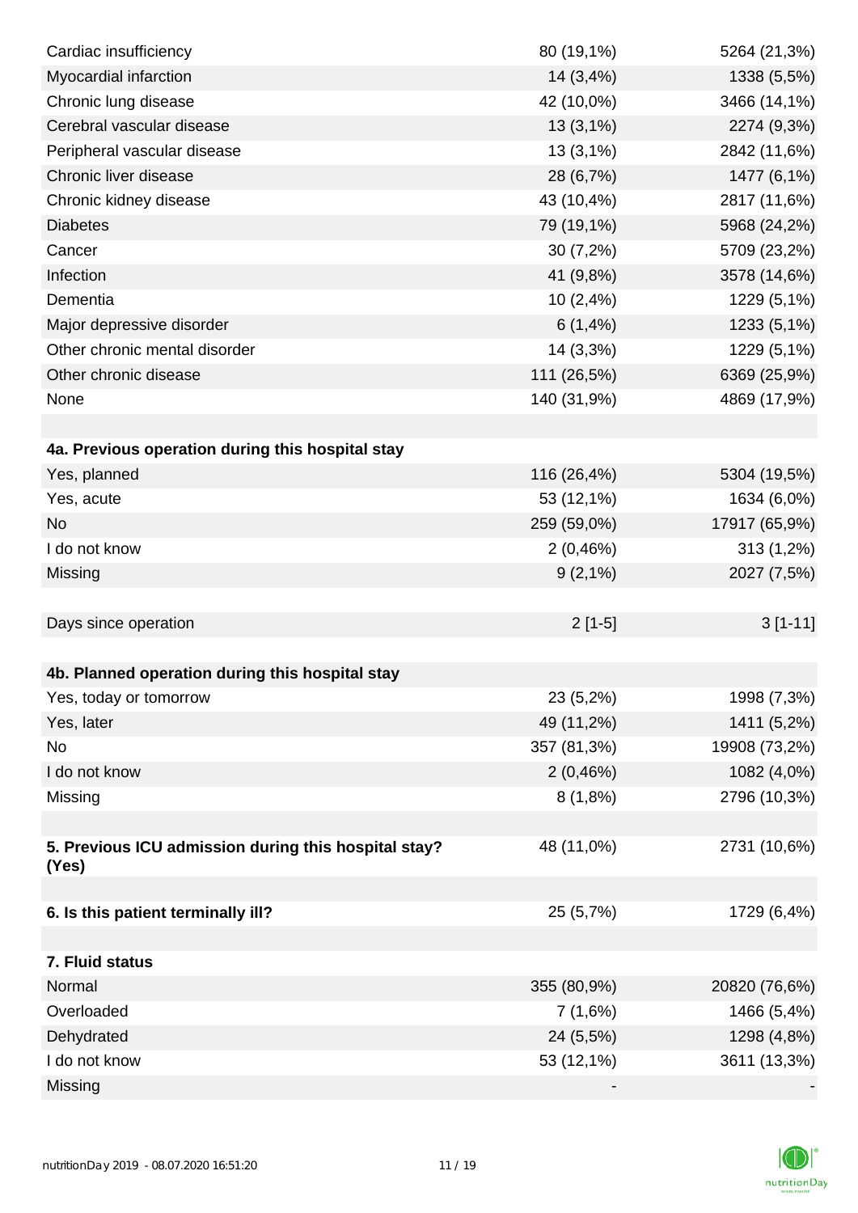| | | |
|---|---|---|
| Cardiac insufficiency | 80 (19,1%) | 5264 (21,3%) |
| Myocardial infarction | 14 (3,4%) | 1338 (5,5%) |
| Chronic lung disease | 42 (10,0%) | 3466 (14,1%) |
| Cerebral vascular disease | 13 (3,1%) | 2274 (9,3%) |
| Peripheral vascular disease | 13 (3,1%) | 2842 (11,6%) |
| Chronic liver disease | 28 (6,7%) | 1477 (6,1%) |
| Chronic kidney disease | 43 (10,4%) | 2817 (11,6%) |
| Diabetes | 79 (19,1%) | 5968 (24,2%) |
| Cancer | 30 (7,2%) | 5709 (23,2%) |
| Infection | 41 (9,8%) | 3578 (14,6%) |
| Dementia | 10 (2,4%) | 1229 (5,1%) |
| Major depressive disorder | 6 (1,4%) | 1233 (5,1%) |
| Other chronic mental disorder | 14 (3,3%) | 1229 (5,1%) |
| Other chronic disease | 111 (26,5%) | 6369 (25,9%) |
| None | 140 (31,9%) | 4869 (17,9%) |
| | | |
| **4a. Previous operation during this hospital stay** | | |
| Yes, planned | 116 (26,4%) | 5304 (19,5%) |
| Yes, acute | 53 (12,1%) | 1634 (6,0%) |
| No | 259 (59,0%) | 17917 (65,9%) |
| I do not know | 2 (0,46%) | 313 (1,2%) |
| Missing | 9 (2,1%) | 2027 (7,5%) |
| | | |
| Days since operation | 2 [1-5] | 3 [1-11] |
| | | |
| **4b. Planned operation during this hospital stay** | | |
| Yes, today or tomorrow | 23 (5,2%) | 1998 (7,3%) |
| Yes, later | 49 (11,2%) | 1411 (5,2%) |
| No | 357 (81,3%) | 19908 (73,2%) |
| I do not know | 2 (0,46%) | 1082 (4,0%) |
| Missing | 8 (1,8%) | 2796 (10,3%) |
| | | |
| **5. Previous ICU admission during this hospital stay? (Yes)** | 48 (11,0%) | 2731 (10,6%) |
| | | |
| **6. Is this patient terminally ill?** | 25 (5,7%) | 1729 (6,4%) |
| | | |
| **7. Fluid status** | | |
| Normal | 355 (80,9%) | 20820 (76,6%) |
| Overloaded | 7 (1,6%) | 1466 (5,4%) |
| Dehydrated | 24 (5,5%) | 1298 (4,8%) |
| I do not know | 53 (12,1%) | 3611 (13,3%) |
| Missing | - | - |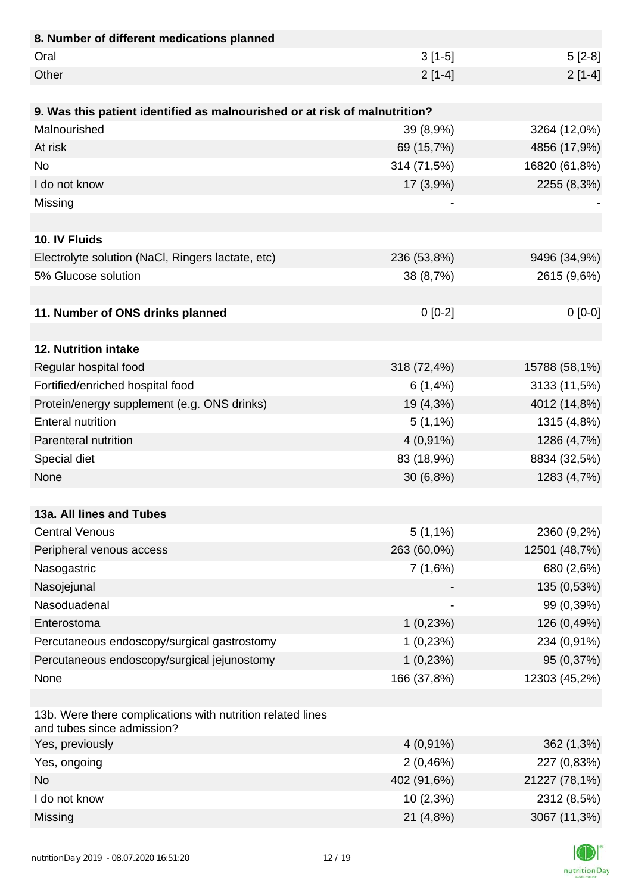| **8. Number of different medications planned** | | |
|---|---|---|
| Oral | 3 [1-5] | 5 [2-8] |
| Other | 2 [1-4] | 2 [1-4] |
| | | |
| **9. Was this patient identified as malnourished or at risk of malnutrition?** | | |
| Malnourished | 39 (8,9%) | 3264 (12,0%) |
| At risk | 69 (15,7%) | 4856 (17,9%) |
| No | 314 (71,5%) | 16820 (61,8%) |
| I do not know | 17 (3,9%) | 2255 (8,3%) |
| Missing | - | - |
| | | |
| **10. IV Fluids** | | |
| Electrolyte solution (NaCl, Ringers lactate, etc) | 236 (53,8%) | 9496 (34,9%) |
| 5% Glucose solution | 38 (8,7%) | 2615 (9,6%) |
| | | |
| **11. Number of ONS drinks planned** | 0 [0-2] | 0 [0-0] |
| | | |
| **12. Nutrition intake** | | |
| Regular hospital food | 318 (72,4%) | 15788 (58,1%) |
| Fortified/enriched hospital food | 6 (1,4%) | 3133 (11,5%) |
| Protein/energy supplement (e.g. ONS drinks) | 19 (4,3%) | 4012 (14,8%) |
| Enteral nutrition | 5 (1,1%) | 1315 (4,8%) |
| Parenteral nutrition | 4 (0,91%) | 1286 (4,7%) |
| Special diet | 83 (18,9%) | 8834 (32,5%) |
| None | 30 (6,8%) | 1283 (4,7%) |
| | | |
| **13a. All lines and Tubes** | | |
| Central Venous | 5 (1,1%) | 2360 (9,2%) |
| Peripheral venous access | 263 (60,0%) | 12501 (48,7%) |
| Nasogastric | 7 (1,6%) | 680 (2,6%) |
| Nasojejunal | - | 135 (0,53%) |
| Nasoduadenal | - | 99 (0,39%) |
| Enterostoma | 1 (0,23%) | 126 (0,49%) |
| Percutaneous endoscopy/surgical gastrostomy | 1 (0,23%) | 234 (0,91%) |
| Percutaneous endoscopy/surgical jejunostomy | 1 (0,23%) | 95 (0,37%) |
| None | 166 (37,8%) | 12303 (45,2%) |
| | | |
| 13b. Were there complications with nutrition related lines and tubes since admission? | | |
| Yes, previously | 4 (0,91%) | 362 (1,3%) |
| Yes, ongoing | 2 (0,46%) | 227 (0,83%) |
| No | 402 (91,6%) | 21227 (78,1%) |
| I do not know | 10 (2,3%) | 2312 (8,5%) |
| Missing | 21 (4,8%) | 3067 (11,3%) |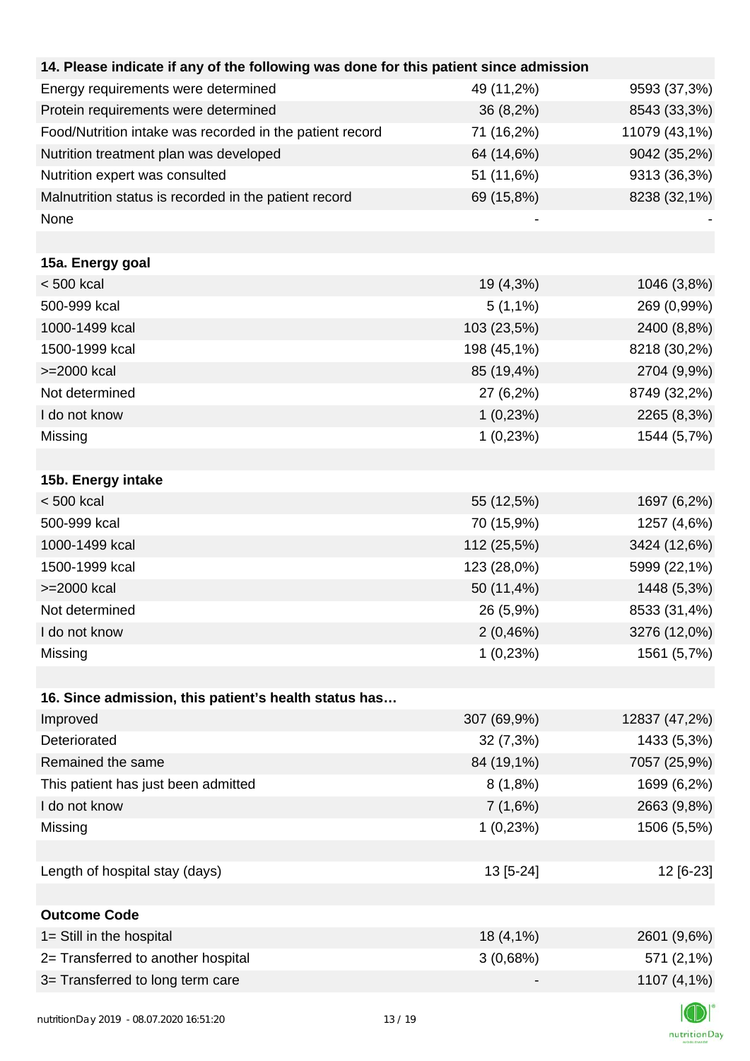| 14. Please indicate if any of the following was done for this patient since admission | | |
|---|---|---|
| Energy requirements were determined | 49 (11,2%) | 9593 (37,3%) |
| Protein requirements were determined | 36 (8,2%) | 8543 (33,3%) |
| Food/Nutrition intake was recorded in the patient record | 71 (16,2%) | 11079 (43,1%) |
| Nutrition treatment plan was developed | 64 (14,6%) | 9042 (35,2%) |
| Nutrition expert was consulted | 51 (11,6%) | 9313 (36,3%) |
| Malnutrition status is recorded in the patient record | 69 (15,8%) | 8238 (32,1%) |
| None | - | - |
| | | |
| **15a. Energy goal** | | |
| < 500 kcal | 19 (4,3%) | 1046 (3,8%) |
| 500-999 kcal | 5 (1,1%) | 269 (0,99%) |
| 1000-1499 kcal | 103 (23,5%) | 2400 (8,8%) |
| 1500-1999 kcal | 198 (45,1%) | 8218 (30,2%) |
| >=2000 kcal | 85 (19,4%) | 2704 (9,9%) |
| Not determined | 27 (6,2%) | 8749 (32,2%) |
| I do not know | 1 (0,23%) | 2265 (8,3%) |
| Missing | 1 (0,23%) | 1544 (5,7%) |
| | | |
| **15b. Energy intake** | | |
| < 500 kcal | 55 (12,5%) | 1697 (6,2%) |
| 500-999 kcal | 70 (15,9%) | 1257 (4,6%) |
| 1000-1499 kcal | 112 (25,5%) | 3424 (12,6%) |
| 1500-1999 kcal | 123 (28,0%) | 5999 (22,1%) |
| >=2000 kcal | 50 (11,4%) | 1448 (5,3%) |
| Not determined | 26 (5,9%) | 8533 (31,4%) |
| I do not know | 2 (0,46%) | 3276 (12,0%) |
| Missing | 1 (0,23%) | 1561 (5,7%) |
| | | |
| **16. Since admission, this patient's health status has…** | | |
| Improved | 307 (69,9%) | 12837 (47,2%) |
| Deteriorated | 32 (7,3%) | 1433 (5,3%) |
| Remained the same | 84 (19,1%) | 7057 (25,9%) |
| This patient has just been admitted | 8 (1,8%) | 1699 (6,2%) |
| I do not know | 7 (1,6%) | 2663 (9,8%) |
| Missing | 1 (0,23%) | 1506 (5,5%) |
| | | |
| Length of hospital stay (days) | 13 [5-24] | 12 [6-23] |
| | | |
| **Outcome Code** | | |
| 1= Still in the hospital | 18 (4,1%) | 2601 (9,6%) |
| 2= Transferred to another hospital | 3 (0,68%) | 571 (2,1%) |
| 3= Transferred to long term care | - | 1107 (4,1%) |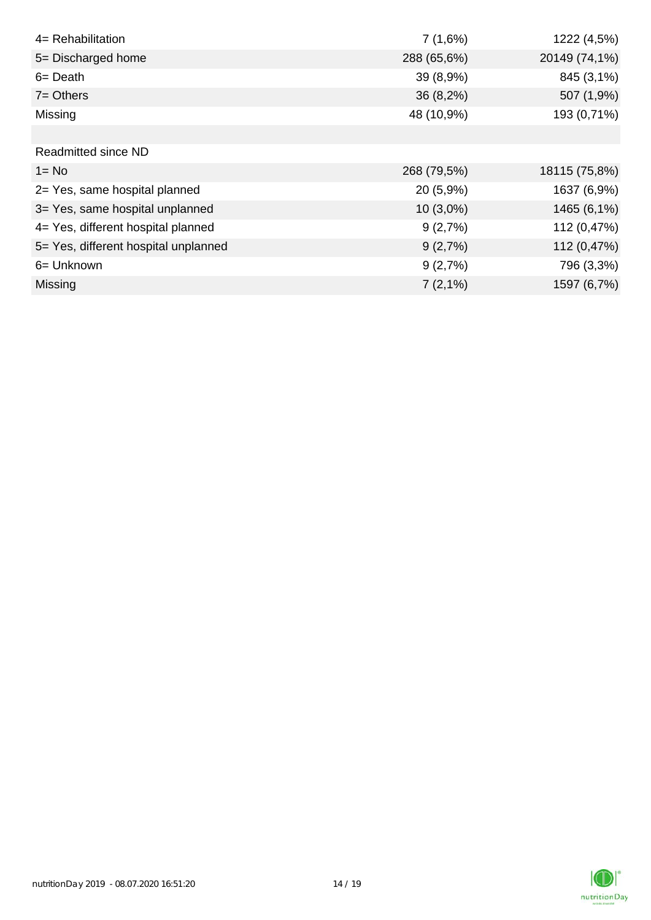| | | |
|---|---|---|
| 4= Rehabilitation | 7 (1,6%) | 1222 (4,5%) |
| 5= Discharged home | 288 (65,6%) | 20149 (74,1%) |
| 6= Death | 39 (8,9%) | 845 (3,1%) |
| 7= Others | 36 (8,2%) | 507 (1,9%) |
| Missing | 48 (10,9%) | 193 (0,71%) |
| | | |
| Readmitted since ND | | |
| 1= No | 268 (79,5%) | 18115 (75,8%) |
| 2= Yes, same hospital planned | 20 (5,9%) | 1637 (6,9%) |
| 3= Yes, same hospital unplanned | 10 (3,0%) | 1465 (6,1%) |
| 4= Yes, different hospital planned | 9 (2,7%) | 112 (0,47%) |
| 5= Yes, different hospital unplanned | 9 (2,7%) | 112 (0,47%) |
| 6= Unknown | 9 (2,7%) | 796 (3,3%) |
| Missing | 7 (2,1%) | 1597 (6,7%) |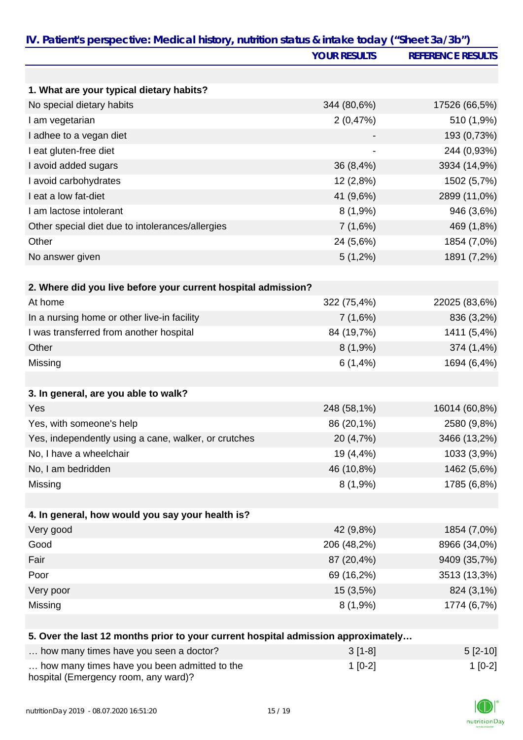## IV. Patient's perspective: Medical history, nutrition status & intake today ("Sheet 3a/3b")

| | YOUR RESULTS | REFERENCE RESULTS |
|---|---|---|
| **1. What are your typical dietary habits?** | | |
| No special dietary habits | 344 (80,6%) | 17526 (66,5%) |
| I am vegetarian | 2 (0,47%) | 510 (1,9%) |
| I adhee to a vegan diet | - | 193 (0,73%) |
| I eat gluten-free diet | - | 244 (0,93%) |
| I avoid added sugars | 36 (8,4%) | 3934 (14,9%) |
| I avoid carbohydrates | 12 (2,8%) | 1502 (5,7%) |
| I eat a low fat-diet | 41 (9,6%) | 2899 (11,0%) |
| I am lactose intolerant | 8 (1,9%) | 946 (3,6%) |
| Other special diet due to intolerances/allergies | 7 (1,6%) | 469 (1,8%) |
| Other | 24 (5,6%) | 1854 (7,0%) |
| No answer given | 5 (1,2%) | 1891 (7,2%) |
| **2. Where did you live before your current hospital admission?** | | |
| At home | 322 (75,4%) | 22025 (83,6%) |
| In a nursing home or other live-in facility | 7 (1,6%) | 836 (3,2%) |
| I was transferred from another hospital | 84 (19,7%) | 1411 (5,4%) |
| Other | 8 (1,9%) | 374 (1,4%) |
| Missing | 6 (1,4%) | 1694 (6,4%) |
| **3. In general, are you able to walk?** | | |
| Yes | 248 (58,1%) | 16014 (60,8%) |
| Yes, with someone's help | 86 (20,1%) | 2580 (9,8%) |
| Yes, independently using a cane, walker, or crutches | 20 (4,7%) | 3466 (13,2%) |
| No, I have a wheelchair | 19 (4,4%) | 1033 (3,9%) |
| No, I am bedridden | 46 (10,8%) | 1462 (5,6%) |
| Missing | 8 (1,9%) | 1785 (6,8%) |
| **4. In general, how would you say your health is?** | | |
| Very good | 42 (9,8%) | 1854 (7,0%) |
| Good | 206 (48,2%) | 8966 (34,0%) |
| Fair | 87 (20,4%) | 9409 (35,7%) |
| Poor | 69 (16,2%) | 3513 (13,3%) |
| Very poor | 15 (3,5%) | 824 (3,1%) |
| Missing | 8 (1,9%) | 1774 (6,7%) |
| **5. Over the last 12 months prior to your current hospital admission approximately…** | | |
| … how many times have you seen a doctor? | 3 [1-8] | 5 [2-10] |
| … how many times have you been admitted to the hospital (Emergency room, any ward)? | 1 [0-2] | 1 [0-2] |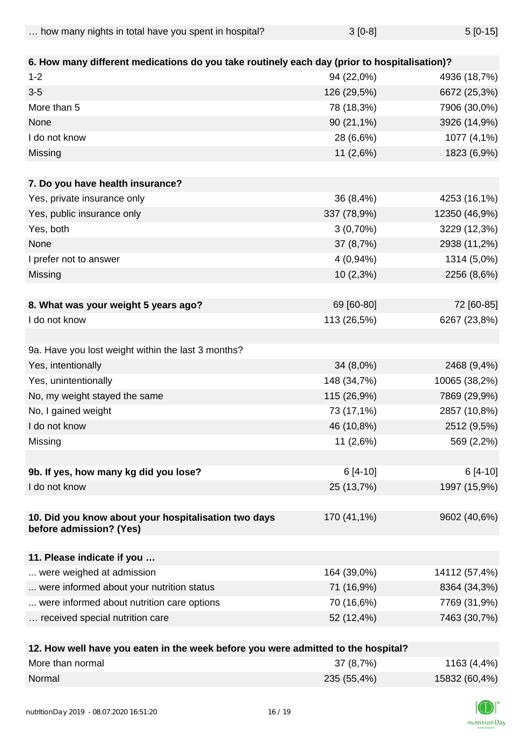| … how many nights in total have you spent in hospital? | 3 [0-8] | 5 [0-15] |
|---|---|---|
| | | |
| **6. How many different medications do you take routinely each day (prior to hospitalisation)?** | | |
| 1-2 | 94 (22,0%) | 4936 (18,7%) |
| 3-5 | 126 (29,5%) | 6672 (25,3%) |
| More than 5 | 78 (18,3%) | 7906 (30,0%) |
| None | 90 (21,1%) | 3926 (14,9%) |
| I do not know | 28 (6,6%) | 1077 (4,1%) |
| Missing | 11 (2,6%) | 1823 (6,9%) |
| | | |
| **7. Do you have health insurance?** | | |
| Yes, private insurance only | 36 (8,4%) | 4253 (16,1%) |
| Yes, public insurance only | 337 (78,9%) | 12350 (46,9%) |
| Yes, both | 3 (0,70%) | 3229 (12,3%) |
| None | 37 (8,7%) | 2938 (11,2%) |
| I prefer not to answer | 4 (0,94%) | 1314 (5,0%) |
| Missing | 10 (2,3%) | 2256 (8,6%) |
| | | |
| **8. What was your weight 5 years ago?** | 69 [60-80] | 72 [60-85] |
| I do not know | 113 (26,5%) | 6267 (23,8%) |
| | | |
| 9a. Have you lost weight within the last 3 months? | | |
| Yes, intentionally | 34 (8,0%) | 2468 (9,4%) |
| Yes, unintentionally | 148 (34,7%) | 10065 (38,2%) |
| No, my weight stayed the same | 115 (26,9%) | 7869 (29,9%) |
| No, I gained weight | 73 (17,1%) | 2857 (10,8%) |
| I do not know | 46 (10,8%) | 2512 (9,5%) |
| Missing | 11 (2,6%) | 569 (2,2%) |
| | | |
| **9b. If yes, how many kg did you lose?** | 6 [4-10] | 6 [4-10] |
| I do not know | 25 (13,7%) | 1997 (15,9%) |
| | | |
| **10. Did you know about your hospitalisation two days before admission? (Yes)** | 170 (41,1%) | 9602 (40,6%) |
| | | |
| **11. Please indicate if you …** | | |
| ... were weighed at admission | 164 (39,0%) | 14112 (57,4%) |
| ... were informed about your nutrition status | 71 (16,9%) | 8364 (34,3%) |
| ... were informed about nutrition care options | 70 (16,6%) | 7769 (31,9%) |
| … received special nutrition care | 52 (12,4%) | 7463 (30,7%) |
| | | |
| **12. How well have you eaten in the week before you were admitted to the hospital?** | | |
| More than normal | 37 (8,7%) | 1163 (4,4%) |
| Normal | 235 (55,4%) | 15832 (60,4%) |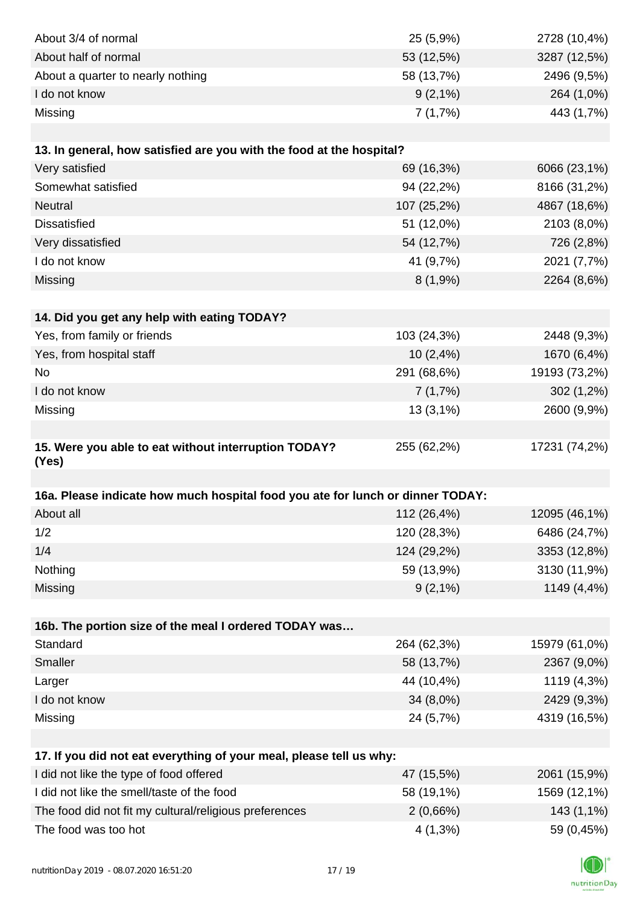| | | |
|---|---|---|
| About 3/4 of normal | 25 (5,9%) | 2728 (10,4%) |
| About half of normal | 53 (12,5%) | 3287 (12,5%) |
| About a quarter to nearly nothing | 58 (13,7%) | 2496 (9,5%) |
| I do not know | 9 (2,1%) | 264 (1,0%) |
| Missing | 7 (1,7%) | 443 (1,7%) |

| **13. In general, how satisfied are you with the food at the hospital?** | | |
|---|---|---|
| Very satisfied | 69 (16,3%) | 6066 (23,1%) |
| Somewhat satisfied | 94 (22,2%) | 8166 (31,2%) |
| Neutral | 107 (25,2%) | 4867 (18,6%) |
| Dissatisfied | 51 (12,0%) | 2103 (8,0%) |
| Very dissatisfied | 54 (12,7%) | 726 (2,8%) |
| I do not know | 41 (9,7%) | 2021 (7,7%) |
| Missing | 8 (1,9%) | 2264 (8,6%) |

| **14. Did you get any help with eating TODAY?** | | |
|---|---|---|
| Yes, from family or friends | 103 (24,3%) | 2448 (9,3%) |
| Yes, from hospital staff | 10 (2,4%) | 1670 (6,4%) |
| No | 291 (68,6%) | 19193 (73,2%) |
| I do not know | 7 (1,7%) | 302 (1,2%) |
| Missing | 13 (3,1%) | 2600 (9,9%) |

| **15. Were you able to eat without interruption TODAY? (Yes)** | 255 (62,2%) | 17231 (74,2%) |
|---|---|---|

| **16a. Please indicate how much hospital food you ate for lunch or dinner TODAY:** | | |
|---|---|---|
| About all | 112 (26,4%) | 12095 (46,1%) |
| 1/2 | 120 (28,3%) | 6486 (24,7%) |
| 1/4 | 124 (29,2%) | 3353 (12,8%) |
| Nothing | 59 (13,9%) | 3130 (11,9%) |
| Missing | 9 (2,1%) | 1149 (4,4%) |

| **16b. The portion size of the meal I ordered TODAY was…** | | |
|---|---|---|
| Standard | 264 (62,3%) | 15979 (61,0%) |
| Smaller | 58 (13,7%) | 2367 (9,0%) |
| Larger | 44 (10,4%) | 1119 (4,3%) |
| I do not know | 34 (8,0%) | 2429 (9,3%) |
| Missing | 24 (5,7%) | 4319 (16,5%) |

| **17. If you did not eat everything of your meal, please tell us why:** | | |
|---|---|---|
| I did not like the type of food offered | 47 (15,5%) | 2061 (15,9%) |
| I did not like the smell/taste of the food | 58 (19,1%) | 1569 (12,1%) |
| The food did not fit my cultural/religious preferences | 2 (0,66%) | 143 (1,1%) |
| The food was too hot | 4 (1,3%) | 59 (0,45%) |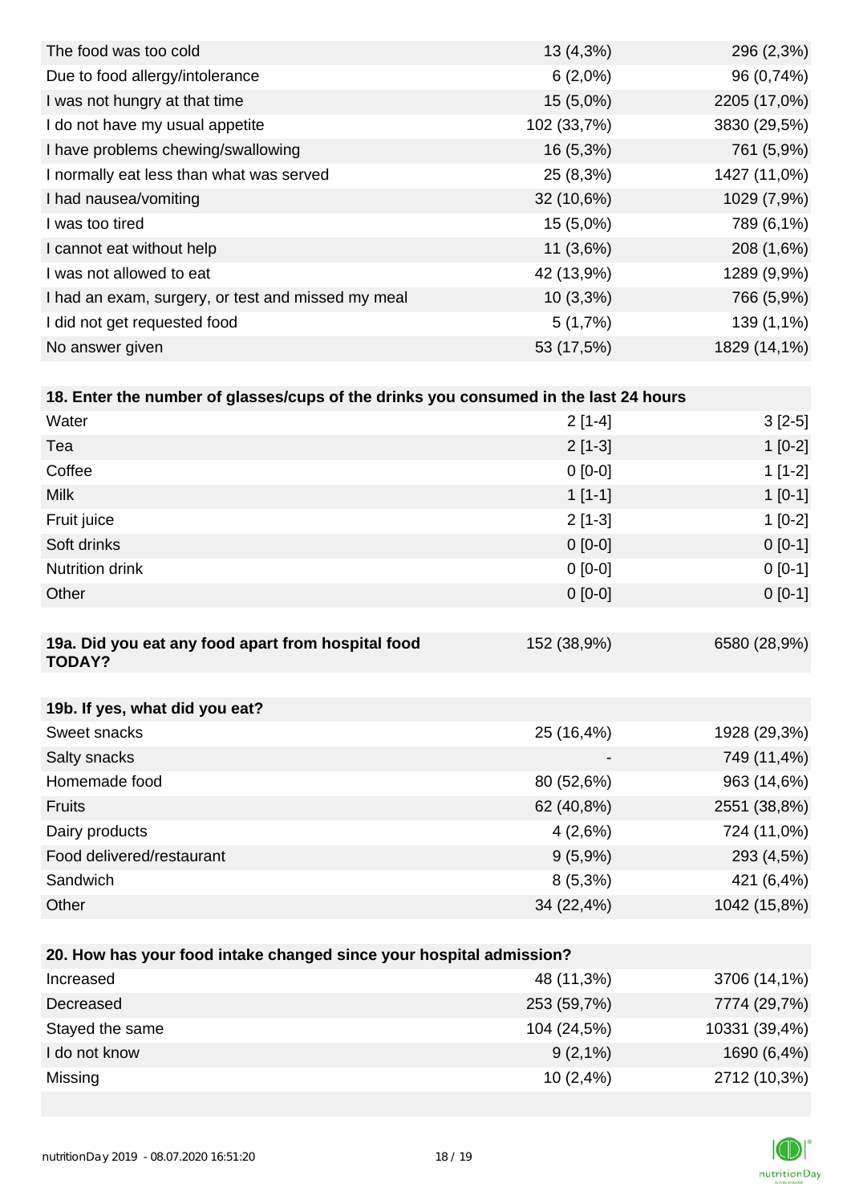| | | |
|---|---|---|
| The food was too cold | 13 (4,3%) | 296 (2,3%) |
| Due to food allergy/intolerance | 6 (2,0%) | 96 (0,74%) |
| I was not hungry at that time | 15 (5,0%) | 2205 (17,0%) |
| I do not have my usual appetite | 102 (33,7%) | 3830 (29,5%) |
| I have problems chewing/swallowing | 16 (5,3%) | 761 (5,9%) |
| I normally eat less than what was served | 25 (8,3%) | 1427 (11,0%) |
| I had nausea/vomiting | 32 (10,6%) | 1029 (7,9%) |
| I was too tired | 15 (5,0%) | 789 (6,1%) |
| I cannot eat without help | 11 (3,6%) | 208 (1,6%) |
| I was not allowed to eat | 42 (13,9%) | 1289 (9,9%) |
| I had an exam, surgery, or test and missed my meal | 10 (3,3%) | 766 (5,9%) |
| I did not get requested food | 5 (1,7%) | 139 (1,1%) |
| No answer given | 53 (17,5%) | 1829 (14,1%) |

| **18. Enter the number of glasses/cups of the drinks you consumed in the last 24 hours** | | |
|---|---|---|
| Water | 2 [1-4] | 3 [2-5] |
| Tea | 2 [1-3] | 1 [0-2] |
| Coffee | 0 [0-0] | 1 [1-2] |
| Milk | 1 [1-1] | 1 [0-1] |
| Fruit juice | 2 [1-3] | 1 [0-2] |
| Soft drinks | 0 [0-0] | 0 [0-1] |
| Nutrition drink | 0 [0-0] | 0 [0-1] |
| Other | 0 [0-0] | 0 [0-1] |

| **19a. Did you eat any food apart from hospital food TODAY?** | 152 (38,9%) | 6580 (28,9%) |
|---|---|---|

| **19b. If yes, what did you eat?** | | |
|---|---|---|
| Sweet snacks | 25 (16,4%) | 1928 (29,3%) |
| Salty snacks | - | 749 (11,4%) |
| Homemade food | 80 (52,6%) | 963 (14,6%) |
| Fruits | 62 (40,8%) | 2551 (38,8%) |
| Dairy products | 4 (2,6%) | 724 (11,0%) |
| Food delivered/restaurant | 9 (5,9%) | 293 (4,5%) |
| Sandwich | 8 (5,3%) | 421 (6,4%) |
| Other | 34 (22,4%) | 1042 (15,8%) |

| **20. How has your food intake changed since your hospital admission?** | | |
|---|---|---|
| Increased | 48 (11,3%) | 3706 (14,1%) |
| Decreased | 253 (59,7%) | 7774 (29,7%) |
| Stayed the same | 104 (24,5%) | 10331 (39,4%) |
| I do not know | 9 (2,1%) | 1690 (6,4%) |
| Missing | 10 (2,4%) | 2712 (10,3%) |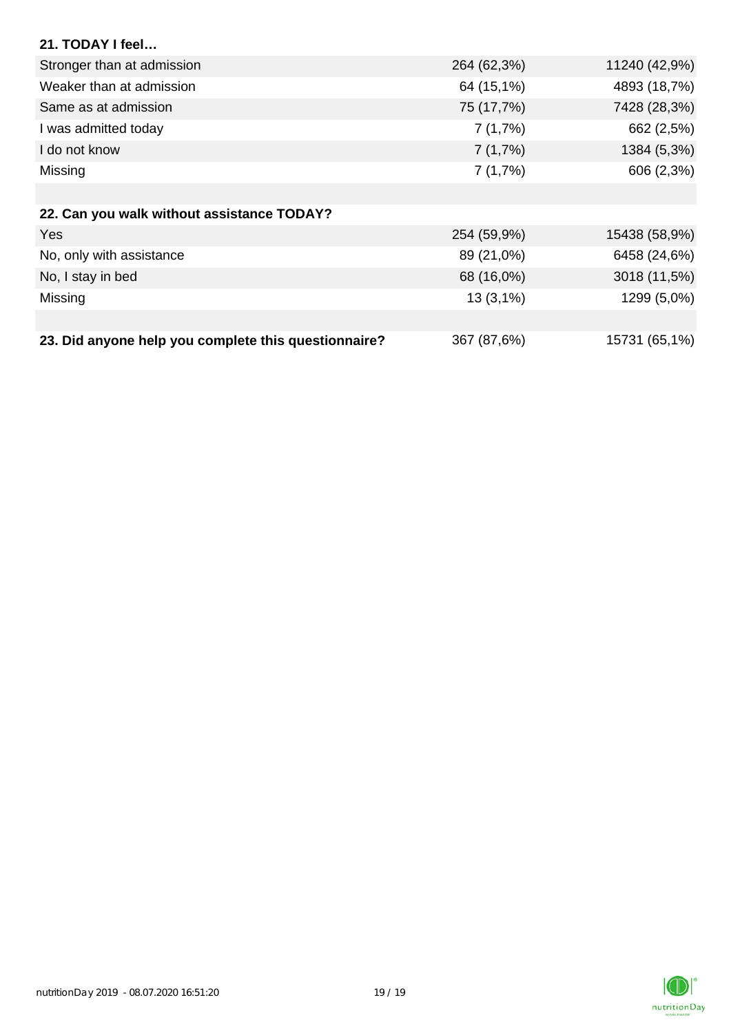| | | |
|---|---|---|
| **21. TODAY I feel…** | | |
| Stronger than at admission | 264 (62,3%) | 11240 (42,9%) |
| Weaker than at admission | 64 (15,1%) | 4893 (18,7%) |
| Same as at admission | 75 (17,7%) | 7428 (28,3%) |
| I was admitted today | 7 (1,7%) | 662 (2,5%) |
| I do not know | 7 (1,7%) | 1384 (5,3%) |
| Missing | 7 (1,7%) | 606 (2,3%) |
| | | |
| **22. Can you walk without assistance TODAY?** | | |
| Yes | 254 (59,9%) | 15438 (58,9%) |
| No, only with assistance | 89 (21,0%) | 6458 (24,6%) |
| No, I stay in bed | 68 (16,0%) | 3018 (11,5%) |
| Missing | 13 (3,1%) | 1299 (5,0%) |
| | | |
| **23. Did anyone help you complete this questionnaire?** | 367 (87,6%) | 15731 (65,1%) |